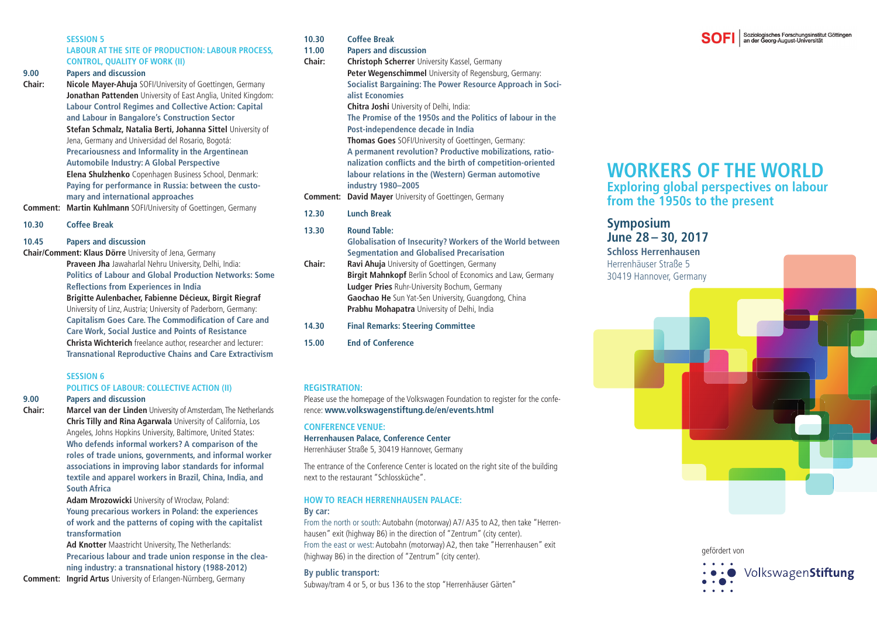**SESSION 5**

**LABOUR AT THE SITE OF PRODUCTION: LABOUR PROCESS, CONTROL, QUALITY OF WORK (II)**

**9.00** **Papers and discussion**

**Chair:** **Nicole Mayer-Ahuja** SOFI/University of Goettingen, Germany

**Jonathan Pattenden** University of East Anglia, United Kingdom: **Labour Control Regimes and Collective Action: Capital and Labour in Bangalore's Construction Sector**

**Stefan Schmalz, Natalia Berti, Johanna Sittel** University of Jena, Germany and Universidad del Rosario, Bogotá: **Precariousness and Informality in the Argentinean Automobile Industry: A Global Perspective**

**Elena Shulzhenko** Copenhagen Business School, Denmark: **Paying for performance in Russia: between the customary and international approaches**

**Comment:** **Martin Kuhlmann** SOFI/University of Goettingen, Germany

**10.30** **Coffee Break**

**10.45** **Papers and discussion**

**Chair/Comment: Klaus Dörre** University of Jena, Germany

**Praveen Jha** Jawaharlal Nehru University, Delhi, India: **Politics of Labour and Global Production Networks: Some Reflections from Experiences in India**

**Brigitte Aulenbacher, Fabienne Décieux, Birgit Riegraf** University of Linz, Austria; University of Paderborn, Germany: **Capitalism Goes Care. The Commodification of Care and Care Work, Social Justice and Points of Resistance**

**Christa Wichterich** freelance author, researcher and lecturer: **Transnational Reproductive Chains and Care Extractivism**

**SESSION 6**

**POLITICS OF LABOUR: COLLECTIVE ACTION (II)**

**9.00** **Papers and discussion**

**Chair:** **Marcel van der Linden** University of Amsterdam, The Netherlands

**Chris Tilly and Rina Agarwala** University of California, Los Angeles, Johns Hopkins University, Baltimore, United States: **Who defends informal workers? A comparison of the roles of trade unions, governments, and informal worker associations in improving labor standards for informal textile and apparel workers in Brazil, China, India, and South Africa**

**Adam Mrozowicki** University of Wrocław, Poland: **Young precarious workers in Poland: the experiences of work and the patterns of coping with the capitalist transformation**

**Ad Knotter** Maastricht University, The Netherlands: **Precarious labour and trade union response in the cleaning industry: a transnational history (1988-2012)**

**Comment:** **Ingrid Artus** University of Erlangen-Nürnberg, Germany

**10.30** **Coffee Break**

**11.00** **Papers and discussion**

**Chair:** **Christoph Scherrer** University Kassel, Germany

**Peter Wegenschimmel** University of Regensburg, Germany: **Socialist Bargaining: The Power Resource Approach in Socialist Economies**

**Chitra Joshi** University of Delhi, India: **The Promise of the 1950s and the Politics of labour in the Post-independence decade in India**

**Thomas Goes** SOFI/University of Goettingen, Germany: **A permanent revolution? Productive mobilizations, rationalization conflicts and the birth of competition-oriented labour relations in the (Western) German automotive industry 1980–2005**

**Comment:** **David Mayer** University of Goettingen, Germany

**12.30** **Lunch Break**

**13.30** **Round Table: Globalisation of Insecurity? Workers of the World between Segmentation and Globalised Precarisation**

**Chair:** **Ravi Ahuja** University of Goettingen, Germany

**Birgit Mahnkopf** Berlin School of Economics and Law, Germany

**Ludger Pries** Ruhr-University Bochum, Germany

**Gaochao He** Sun Yat-Sen University, Guangdong, China

**Prabhu Mohapatra** University of Delhi, India

**14.30** **Final Remarks: Steering Committee**

**15.00** **End of Conference**

**REGISTRATION:**

Please use the homepage of the Volkswagen Foundation to register for the conference: **www.volkswagenstiftung.de/en/events.html**

**CONFERENCE VENUE:**

**Herrenhausen Palace, Conference Center**
Herrenhäuser Straße 5, 30419 Hannover, Germany

The entrance of the Conference Center is located on the right site of the building next to the restaurant "Schlossküche".

**HOW TO REACH HERRENHAUSEN PALACE:**

**By car:**
From the north or south: Autobahn (motorway) A7/ A35 to A2, then take "Herrenhausen" exit (highway B6) in the direction of "Zentrum" (city center).
From the east or west: Autobahn (motorway) A2, then take "Herrenhausen" exit (highway B6) in the direction of "Zentrum" (city center).

**By public transport:**
Subway/tram 4 or 5, or bus 136 to the stop "Herrenhäuser Gärten"

SOFI Soziologisches Forschungsinstitut Göttingen an der Georg-August-Universität

# WORKERS OF THE WORLD

## Exploring global perspectives on labour from the 1950s to the present

### Symposium
### June 28 – 30, 2017

**Schloss Herrenhausen**
Herrenhäuser Straße 5
30419 Hannover, Germany

gefördert von
VolkswagenStiftung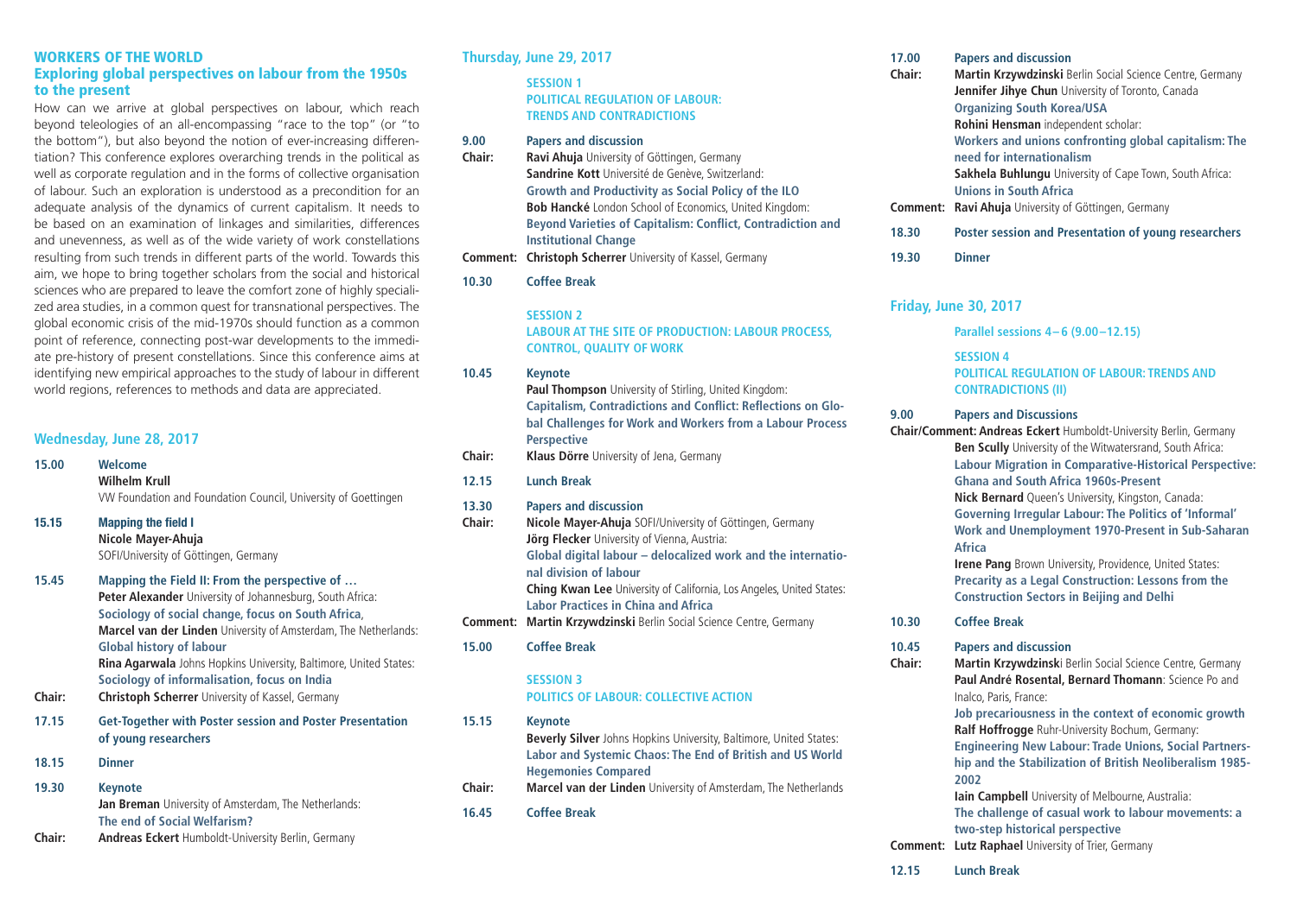# WORKERS OF THE WORLD

## Exploring global perspectives on labour from the 1950s to the present

How can we arrive at global perspectives on labour, which reach beyond teleogies of an all-encompassing "race to the top" (or "to the bottom"), but also beyond the notion of ever-increasing differentiation? This conference explores overarching trends in the political as well as corporate regulation and in the forms of collective organisation of labour. Such an exploration is understood as a precondition for an adequate analysis of the dynamics of current capitalism. It needs to be based on an examination of linkages and similarities, differences and unevenness, as well as of the wide variety of work constellations resulting from such trends in different parts of the world. Towards this aim, we hope to bring together scholars from the social and historical sciences who are prepared to leave the comfort zone of highly specialized area studies, in a common quest for transnational perspectives. The global economic crisis of the mid-1970s should function as a common point of reference, connecting post-war developments to the immediate pre-history of present constellations. Since this conference aims at identifying new empirical approaches to the study of labour in different world regions, references to methods and data are appreciated.

### Wednesday, June 28, 2017

**15.00** **Welcome**
**Wilhelm Krull**
VW Foundation and Foundation Council, University of Goettingen

**15.15** **Mapping the field I**
**Nicole Mayer-Ahuja**
SOFI/University of Göttingen, Germany

**15.45** **Mapping the Field II: From the perspective of …**
**Peter Alexander** University of Johannesburg, South Africa:
**Sociology of social change, focus on South Africa**,
**Marcel van der Linden** University of Amsterdam, The Netherlands:
**Global history of labour**
**Rina Agarwala** Johns Hopkins University, Baltimore, United States:
**Sociology of informalisation, focus on India**
**Chair:** **Christoph Scherrer** University of Kassel, Germany

**17.15** **Get-Together with Poster session and Poster Presentation of young researchers**

**18.15** **Dinner**

**19.30** **Keynote**
**Jan Breman** University of Amsterdam, The Netherlands:
**The end of Social Welfarism?**
**Chair:** **Andreas Eckert** Humboldt-University Berlin, Germany

### Thursday, June 29, 2017

**SESSION 1**
**POLITICAL REGULATION OF LABOUR: TRENDS AND CONTRADICTIONS**

**9.00** **Papers and discussion**
**Chair:** **Ravi Ahuja** University of Göttingen, Germany
**Sandrine Kott** Université de Genève, Switzerland:
**Growth and Productivity as Social Policy of the ILO**
**Bob Hancké** London School of Economics, United Kingdom:
**Beyond Varieties of Capitalism: Conflict, Contradiction and Institutional Change**
**Comment:** **Christoph Scherrer** University of Kassel, Germany

**10.30** **Coffee Break**

**SESSION 2**
**LABOUR AT THE SITE OF PRODUCTION: LABOUR PROCESS, CONTROL, QUALITY OF WORK**

**10.45** **Keynote**
**Paul Thompson** University of Stirling, United Kingdom:
**Capitalism, Contradictions and Conflict: Reflections on Global Challenges for Work and Workers from a Labour Process Perspective**
**Chair:** **Klaus Dörre** University of Jena, Germany

**12.15** **Lunch Break**

**13.30** **Papers and discussion**
**Chair:** **Nicole Mayer-Ahuja** SOFI/University of Göttingen, Germany
**Jörg Flecker** University of Vienna, Austria:
**Global digital labour – delocalized work and the international division of labour**
**Ching Kwan Lee** University of California, Los Angeles, United States:
**Labor Practices in China and Africa**
**Comment:** **Martin Krzywdzinski** Berlin Social Science Centre, Germany

**15.00** **Coffee Break**

**SESSION 3**
**POLITICS OF LABOUR: COLLECTIVE ACTION**

**15.15** **Keynote**
**Beverly Silver** Johns Hopkins University, Baltimore, United States:
**Labor and Systemic Chaos: The End of British and US World Hegemonies Compared**
**Chair:** **Marcel van der Linden** University of Amsterdam, The Netherlands

**16.45** **Coffee Break**

**17.00** **Papers and discussion**
**Chair:** **Martin Krzywdzinski** Berlin Social Science Centre, Germany
**Jennifer Jihye Chun** University of Toronto, Canada
**Organizing South Korea/USA**
**Rohini Hensman** independent scholar:
**Workers and unions confronting global capitalism: The need for internationalism**
**Sakhela Buhlungu** University of Cape Town, South Africa:
**Unions in South Africa**
**Comment:** **Ravi Ahuja** University of Göttingen, Germany

**18.30** **Poster session and Presentation of young researchers**

**19.30** **Dinner**

### Friday, June 30, 2017

**Parallel sessions 4–6 (9.00–12.15)**

**SESSION 4**
**POLITICAL REGULATION OF LABOUR: TRENDS AND CONTRADICTIONS (II)**

**9.00** **Papers and Discussions**
**Chair/Comment:** **Andreas Eckert** Humboldt-University Berlin, Germany
**Ben Scully** University of the Witwatersrand, South Africa:
**Labour Migration in Comparative-Historical Perspective: Ghana and South Africa 1960s-Present**
**Nick Bernard** Queen's University, Kingston, Canada:
**Governing Irregular Labour: The Politics of 'Informal' Work and Unemployment 1970-Present in Sub-Saharan Africa**
**Irene Pang** Brown University, Providence, United States:
**Precarity as a Legal Construction: Lessons from the Construction Sectors in Beijing and Delhi**

**10.30** **Coffee Break**

**10.45** **Papers and discussion**
**Chair:** **Martin Krzywdzinski** Berlin Social Science Centre, Germany
**Paul André Rosental, Bernard Thomann**: Science Po and Inalco, Paris, France:
**Job precariousness in the context of economic growth**
**Ralf Hoffrogge** Ruhr-University Bochum, Germany:
**Engineering New Labour: Trade Unions, Social Partnership and the Stabilization of British Neoliberalism 1985-2002**
**Iain Campbell** University of Melbourne, Australia:
**The challenge of casual work to labour movements: a two-step historical perspective**
**Comment:** **Lutz Raphael** University of Trier, Germany

**12.15** **Lunch Break**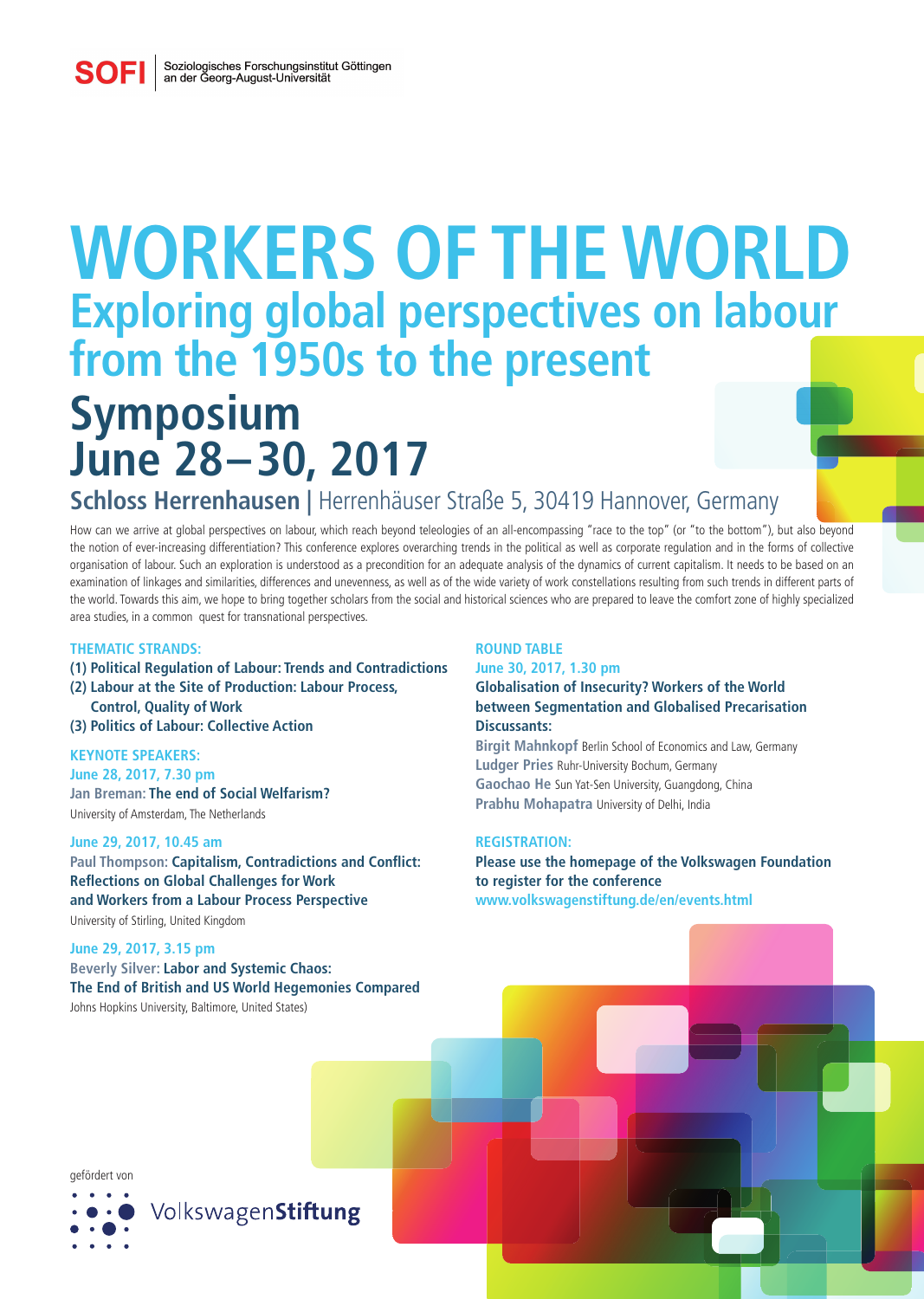SOFI | Soziologisches Forschungsinstitut Göttingen an der Georg-August-Universität

# WORKERS OF THE WORLD

## Exploring global perspectives on labour from the 1950s to the present

## Symposium June 28–30, 2017

### Schloss Herrenhausen | Herrenhäuser Straße 5, 30419 Hannover, Germany

How can we arrive at global perspectives on labour, which reach beyond teleologies of an all-encompassing "race to the top" (or "to the bottom"), but also beyond the notion of ever-increasing differentiation? This conference explores overarching trends in the political as well as corporate regulation and in the forms of collective organisation of labour. Such an exploration is understood as a precondition for an adequate analysis of the dynamics of current capitalism. It needs to be based on an examination of linkages and similarities, differences and unevenness, as well as of the wide variety of work constellations resulting from such trends in different parts of the world. Towards this aim, we hope to bring together scholars from the social and historical sciences who are prepared to leave the comfort zone of highly specialized area studies, in a common quest for transnational perspectives.

**THEMATIC STRANDS:**

**(1) Political Regulation of Labour: Trends and Contradictions**
**(2) Labour at the Site of Production: Labour Process, Control, Quality of Work**
**(3) Politics of Labour: Collective Action**

**KEYNOTE SPEAKERS:**

**June 28, 2017, 7.30 pm**
**Jan Breman: The end of Social Welfarism?**
University of Amsterdam, The Netherlands

**June 29, 2017, 10.45 am**
**Paul Thompson: Capitalism, Contradictions and Conflict: Reflections on Global Challenges for Work and Workers from a Labour Process Perspective**
University of Stirling, United Kingdom

**June 29, 2017, 3.15 pm**
**Beverly Silver: Labor and Systemic Chaos: The End of British and US World Hegemonies Compared**
Johns Hopkins University, Baltimore, United States)

**ROUND TABLE**

**June 30, 2017, 1.30 pm**
**Globalisation of Insecurity? Workers of the World between Segmentation and Globalised Precarisation**
**Discussants:**

**Birgit Mahnkopf** Berlin School of Economics and Law, Germany
**Ludger Pries** Ruhr-University Bochum, Germany
**Gaochao He** Sun Yat-Sen University, Guangdong, China
**Prabhu Mohapatra** University of Delhi, India

**REGISTRATION:**

**Please use the homepage of the Volkswagen Foundation to register for the conference**
**www.volkswagenstiftung.de/en/events.html**

gefördert von

VolkswagenStiftung